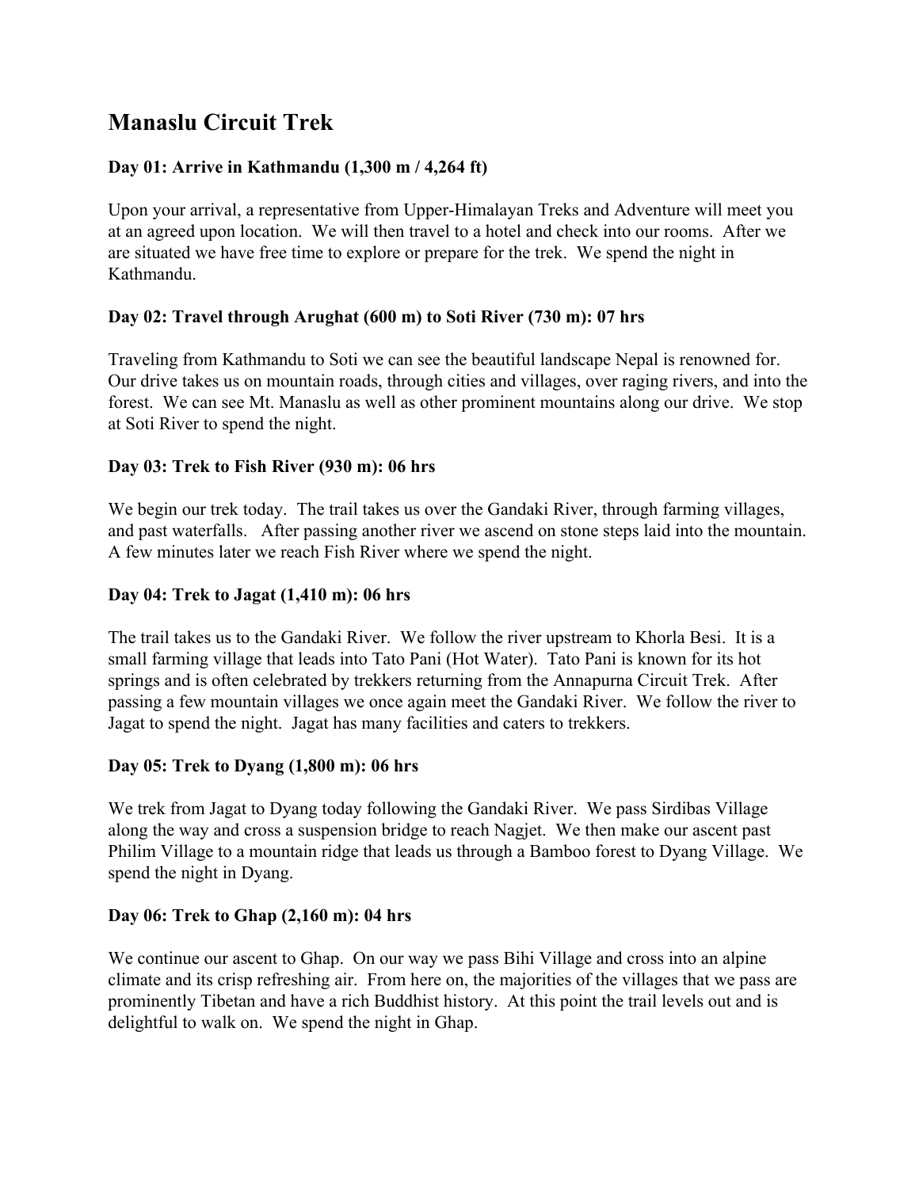# Manaslu Circuit Trek

### Day 01: Arrive in Kathmandu (1,300 m / 4,264 ft)

Upon your arrival, a representative from Upper-Himalayan Treks and Adventure will meet you at an agreed upon location. We will then travel to a hotel and check into our rooms. After we are situated we have free time to explore or prepare for the trek. We spend the night in Kathmandu.

### Day 02: Travel through Arughat (600 m) to Soti River (730 m): 07 hrs

Traveling from Kathmandu to Soti we can see the beautiful landscape Nepal is renowned for. Our drive takes us on mountain roads, through cities and villages, over raging rivers, and into the forest. We can see Mt. Manaslu as well as other prominent mountains along our drive. We stop at Soti River to spend the night.

### Day 03: Trek to Fish River (930 m): 06 hrs

We begin our trek today. The trail takes us over the Gandaki River, through farming villages, and past waterfalls. After passing another river we ascend on stone steps laid into the mountain. A few minutes later we reach Fish River where we spend the night.

### Day 04: Trek to Jagat (1,410 m): 06 hrs

The trail takes us to the Gandaki River. We follow the river upstream to Khorla Besi. It is a small farming village that leads into Tato Pani (Hot Water). Tato Pani is known for its hot springs and is often celebrated by trekkers returning from the Annapurna Circuit Trek. After passing a few mountain villages we once again meet the Gandaki River. We follow the river to Jagat to spend the night. Jagat has many facilities and caters to trekkers.

### Day 05: Trek to Dyang (1,800 m): 06 hrs

We trek from Jagat to Dyang today following the Gandaki River. We pass Sirdibas Village along the way and cross a suspension bridge to reach Nagjet. We then make our ascent past Philim Village to a mountain ridge that leads us through a Bamboo forest to Dyang Village. We spend the night in Dyang.

### Day 06: Trek to Ghap (2,160 m): 04 hrs

We continue our ascent to Ghap. On our way we pass Bihi Village and cross into an alpine climate and its crisp refreshing air. From here on, the majorities of the villages that we pass are prominently Tibetan and have a rich Buddhist history. At this point the trail levels out and is delightful to walk on. We spend the night in Ghap.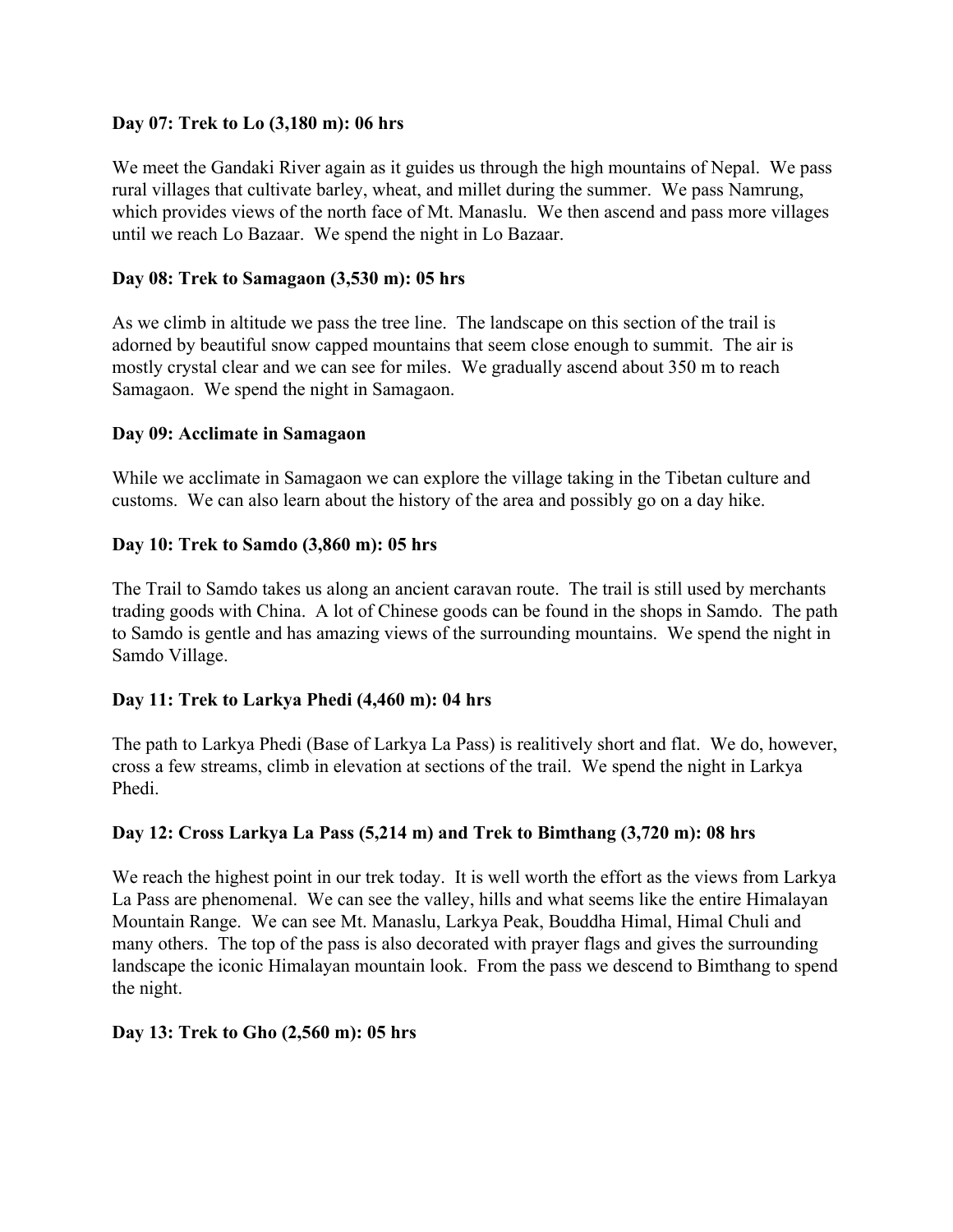**Day 07: Trek to Lo (3,180 m): 06 hrs**

We meet the Gandaki River again as it guides us through the high mountains of Nepal. We pass rural villages that cultivate barley, wheat, and millet during the summer. We pass Namrung, which provides views of the north face of Mt. Manaslu. We then ascend and pass more villages until we reach Lo Bazaar. We spend the night in Lo Bazaar.

**Day 08: Trek to Samagaon (3,530 m): 05 hrs**

As we climb in altitude we pass the tree line. The landscape on this section of the trail is adorned by beautiful snow capped mountains that seem close enough to summit. The air is mostly crystal clear and we can see for miles. We gradually ascend about 350 m to reach Samagaon. We spend the night in Samagaon.

**Day 09: Acclimate in Samagaon**

While we acclimate in Samagaon we can explore the village taking in the Tibetan culture and customs. We can also learn about the history of the area and possibly go on a day hike.

**Day 10: Trek to Samdo (3,860 m): 05 hrs**

The Trail to Samdo takes us along an ancient caravan route. The trail is still used by merchants trading goods with China. A lot of Chinese goods can be found in the shops in Samdo. The path to Samdo is gentle and has amazing views of the surrounding mountains. We spend the night in Samdo Village.

**Day 11: Trek to Larkya Phedi (4,460 m): 04 hrs**

The path to Larkya Phedi (Base of Larkya La Pass) is realitively short and flat. We do, however, cross a few streams, climb in elevation at sections of the trail. We spend the night in Larkya Phedi.

**Day 12: Cross Larkya La Pass (5,214 m) and Trek to Bimthang (3,720 m): 08 hrs**

We reach the highest point in our trek today. It is well worth the effort as the views from Larkya La Pass are phenomenal. We can see the valley, hills and what seems like the entire Himalayan Mountain Range. We can see Mt. Manaslu, Larkya Peak, Bouddha Himal, Himal Chuli and many others. The top of the pass is also decorated with prayer flags and gives the surrounding landscape the iconic Himalayan mountain look. From the pass we descend to Bimthang to spend the night.

**Day 13: Trek to Gho (2,560 m): 05 hrs**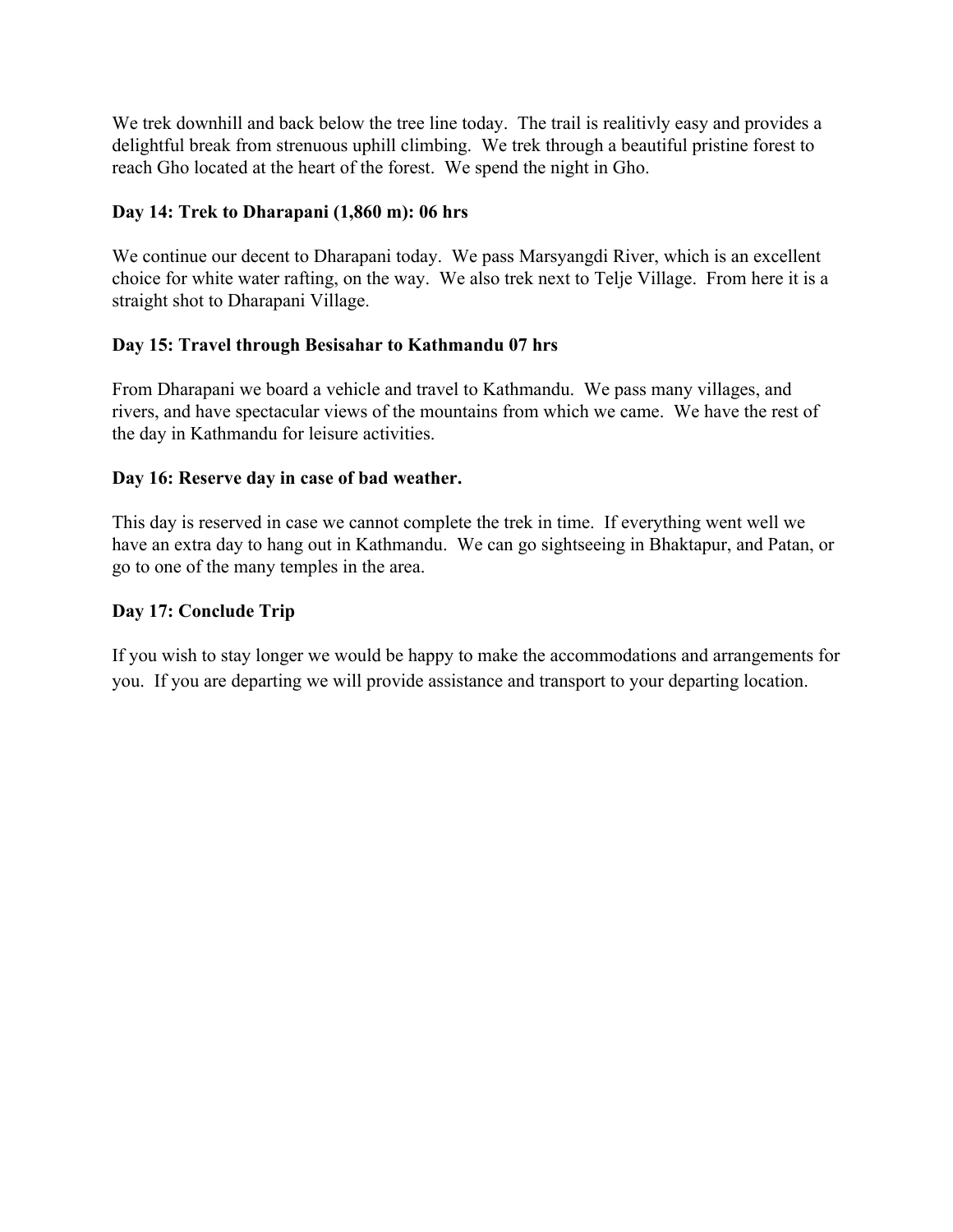We trek downhill and back below the tree line today. The trail is realitivly easy and provides a delightful break from strenuous uphill climbing. We trek through a beautiful pristine forest to reach Gho located at the heart of the forest. We spend the night in Gho.

**Day 14: Trek to Dharapani (1,860 m): 06 hrs**

We continue our decent to Dharapani today. We pass Marsyangdi River, which is an excellent choice for white water rafting, on the way. We also trek next to Telje Village. From here it is a straight shot to Dharapani Village.

**Day 15: Travel through Besisahar to Kathmandu 07 hrs**

From Dharapani we board a vehicle and travel to Kathmandu. We pass many villages, and rivers, and have spectacular views of the mountains from which we came. We have the rest of the day in Kathmandu for leisure activities.

**Day 16: Reserve day in case of bad weather.**

This day is reserved in case we cannot complete the trek in time. If everything went well we have an extra day to hang out in Kathmandu. We can go sightseeing in Bhaktapur, and Patan, or go to one of the many temples in the area.

**Day 17: Conclude Trip**

If you wish to stay longer we would be happy to make the accommodations and arrangements for you. If you are departing we will provide assistance and transport to your departing location.